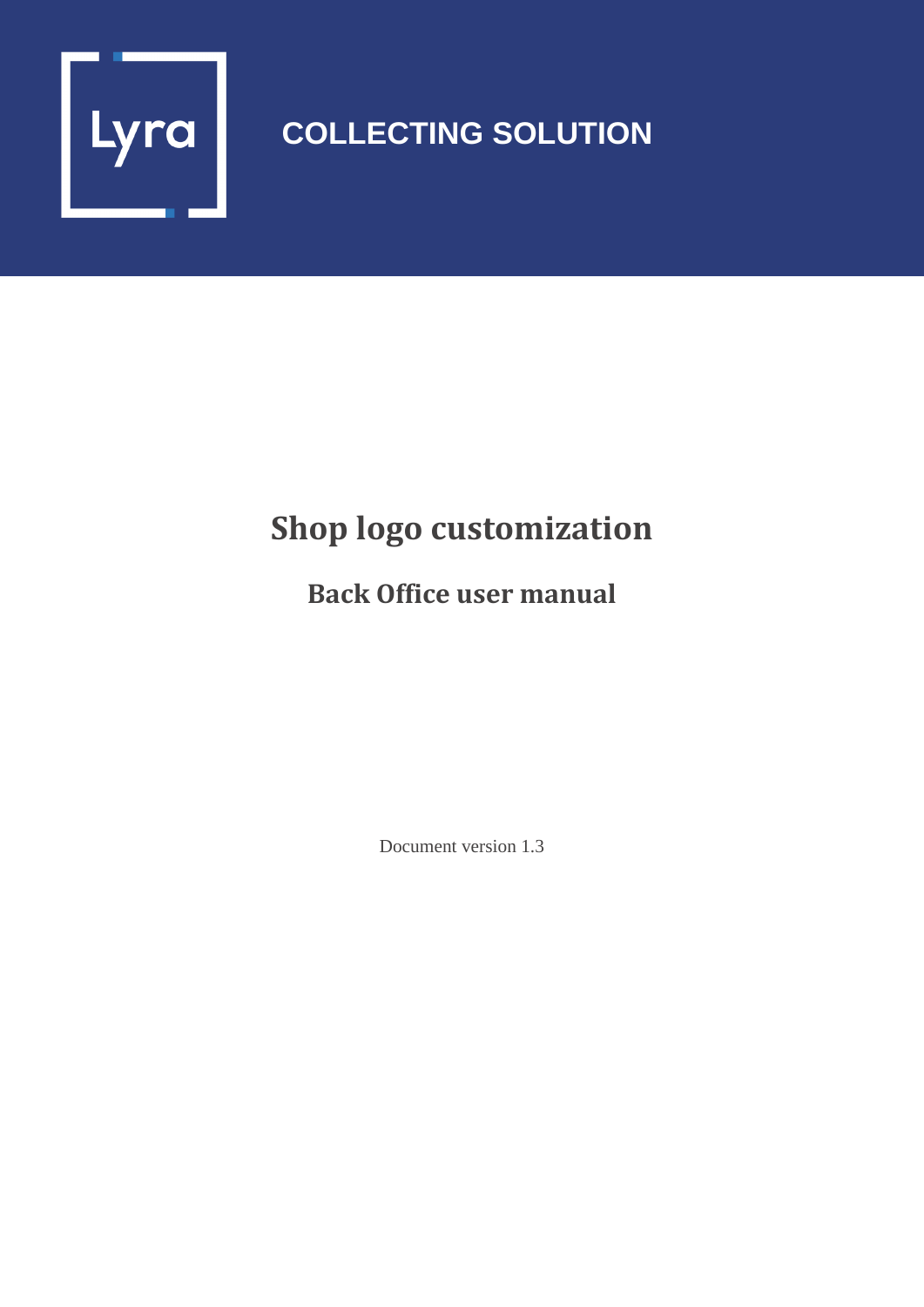COLLECTING SOLUTION

# Shop logo customization

## Back Office user manual

Document version 1.3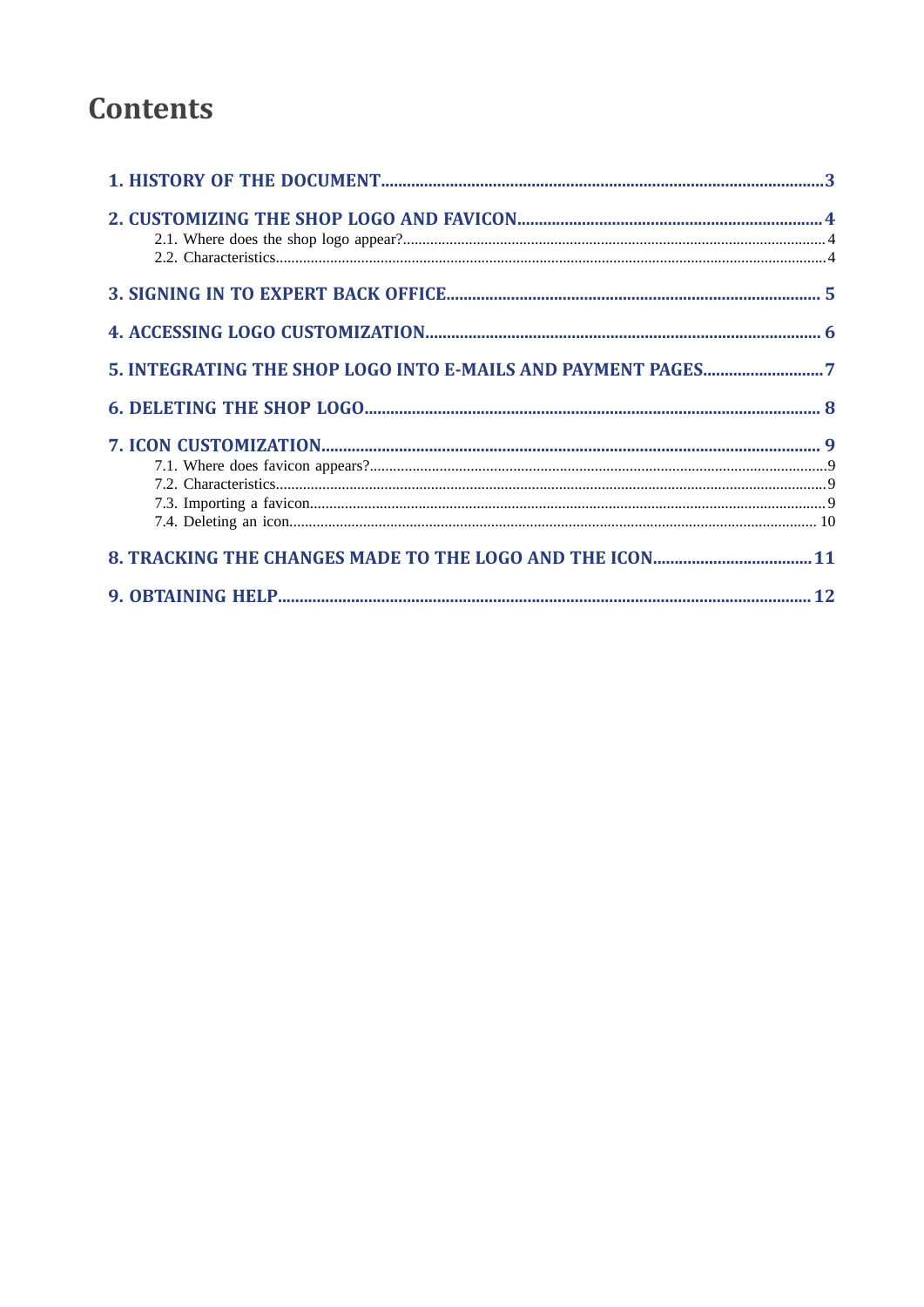# Contents

1. HISTORY OF THE DOCUMENT..........3

2. CUSTOMIZING THE SHOP LOGO AND FAVICON..........4
   - 2.1. Where does the shop logo appear?..........4
   - 2.2. Characteristics..........4

3. SIGNING IN TO EXPERT BACK OFFICE..........5

4. ACCESSING LOGO CUSTOMIZATION..........6

5. INTEGRATING THE SHOP LOGO INTO E-MAILS AND PAYMENT PAGES..........7

6. DELETING THE SHOP LOGO..........8

7. ICON CUSTOMIZATION..........9
   - 7.1. Where does favicon appears?..........9
   - 7.2. Characteristics..........9
   - 7.3. Importing a favicon..........9
   - 7.4. Deleting an icon..........10

8. TRACKING THE CHANGES MADE TO THE LOGO AND THE ICON..........11

9. OBTAINING HELP..........12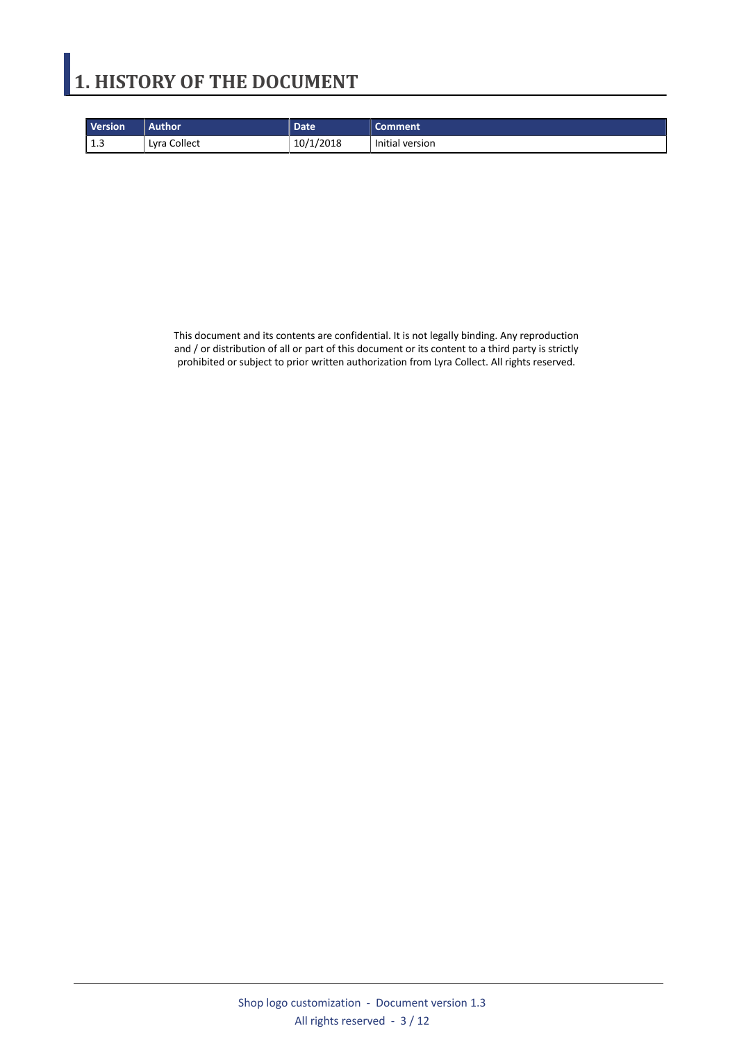# 1. HISTORY OF THE DOCUMENT

| Version | Author | Date | Comment |
|---|---|---|---|
| 1.3 | Lyra Collect | 10/1/2018 | Initial version |

This document and its contents are confidential. It is not legally binding. Any reproduction and / or distribution of all or part of this document or its content to a third party is strictly prohibited or subject to prior written authorization from Lyra Collect. All rights reserved.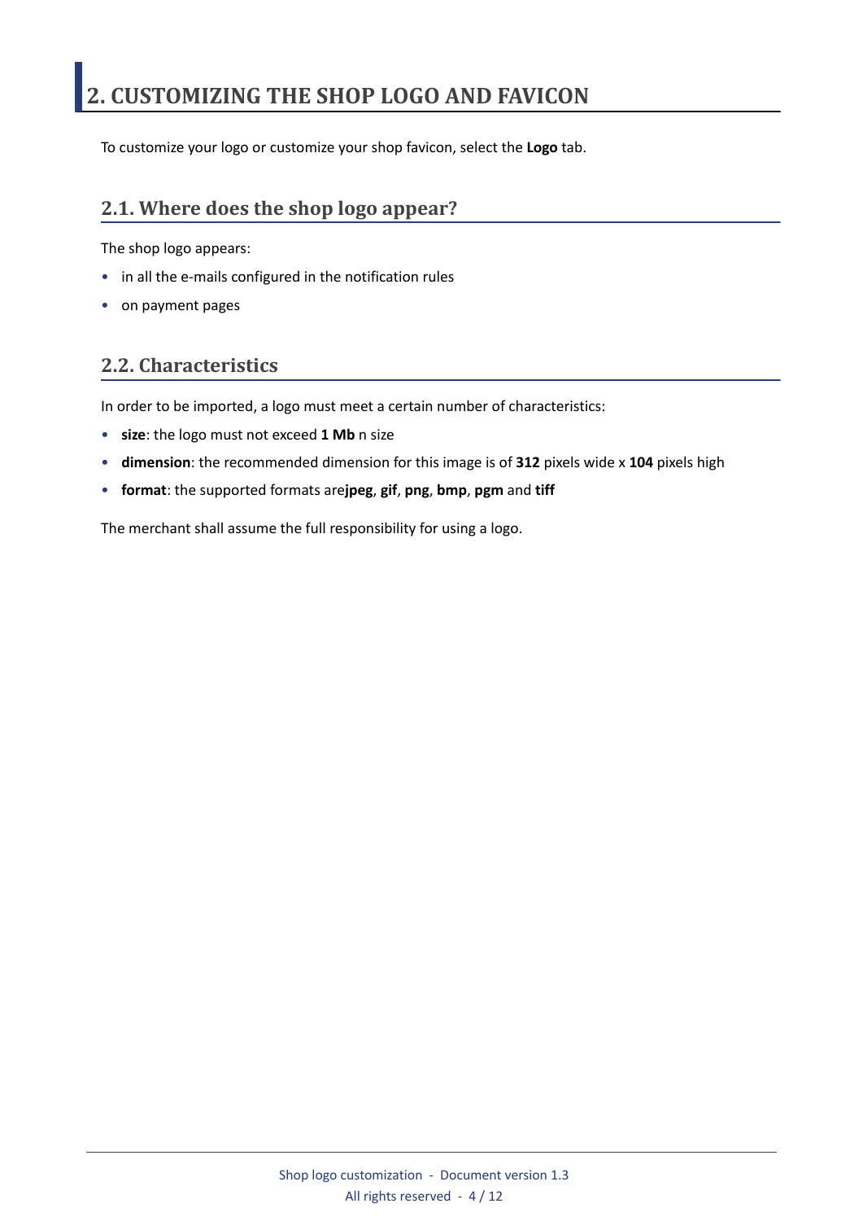# 2. CUSTOMIZING THE SHOP LOGO AND FAVICON

To customize your logo or customize your shop favicon, select the **Logo** tab.

## 2.1. Where does the shop logo appear?

The shop logo appears:

- in all the e-mails configured in the notification rules
- on payment pages

## 2.2. Characteristics

In order to be imported, a logo must meet a certain number of characteristics:

- **size**: the logo must not exceed **1 Mb** n size
- **dimension**: the recommended dimension for this image is of **312** pixels wide x **104** pixels high
- **format**: the supported formats are**jpeg**, **gif**, **png**, **bmp**, **pgm** and **tiff**

The merchant shall assume the full responsibility for using a logo.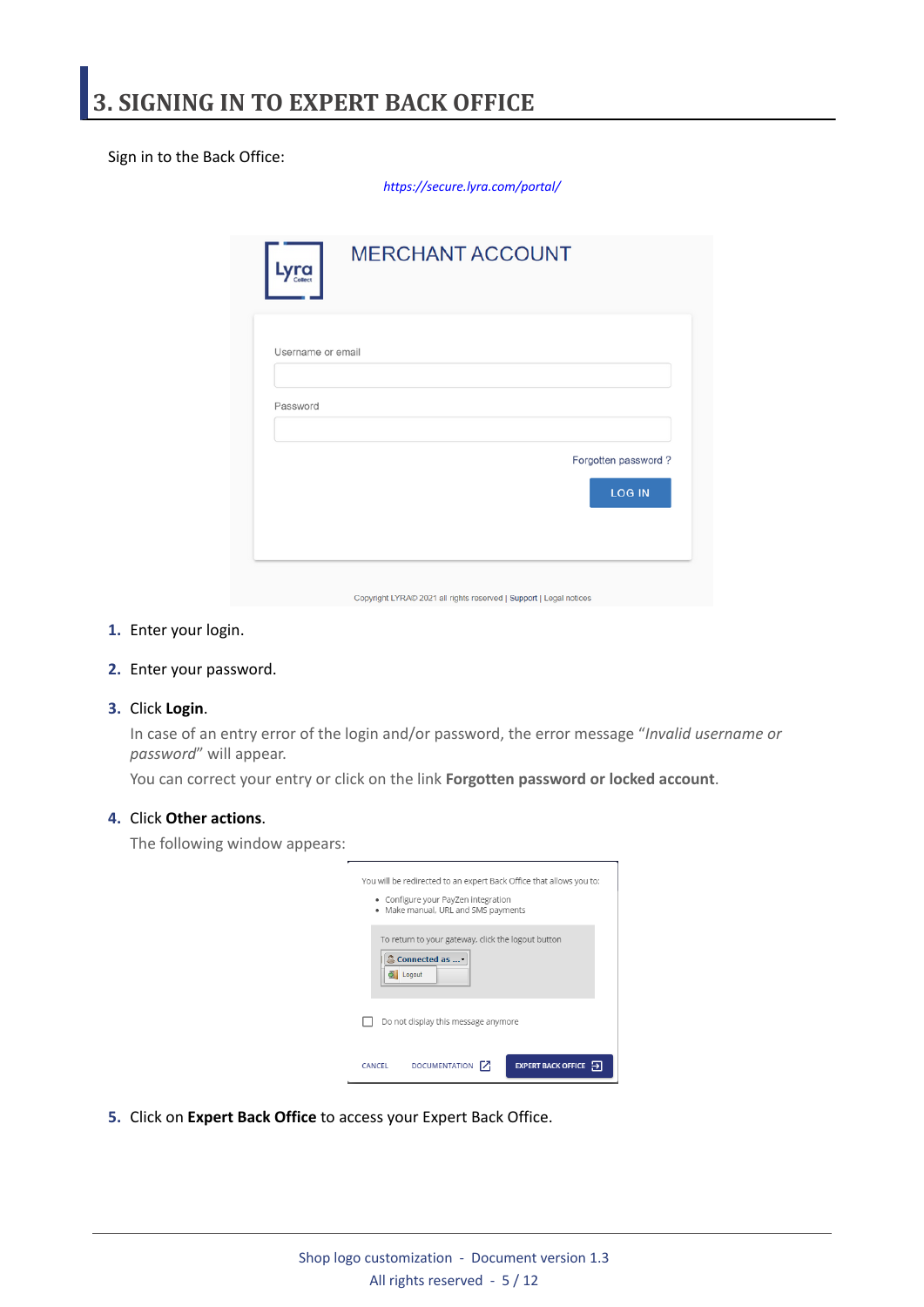# 3. SIGNING IN TO EXPERT BACK OFFICE

Sign in to the Back Office:

*https://secure.lyra.com/portal/*

1. Enter your login.
2. Enter your password.
3. Click **Login**.

   In case of an entry error of the login and/or password, the error message “*Invalid username or password*” will appear.

   You can correct your entry or click on the link **Forgotten password or locked account**.
4. Click **Other actions**.

   The following window appears:
5. Click on **Expert Back Office** to access your Expert Back Office.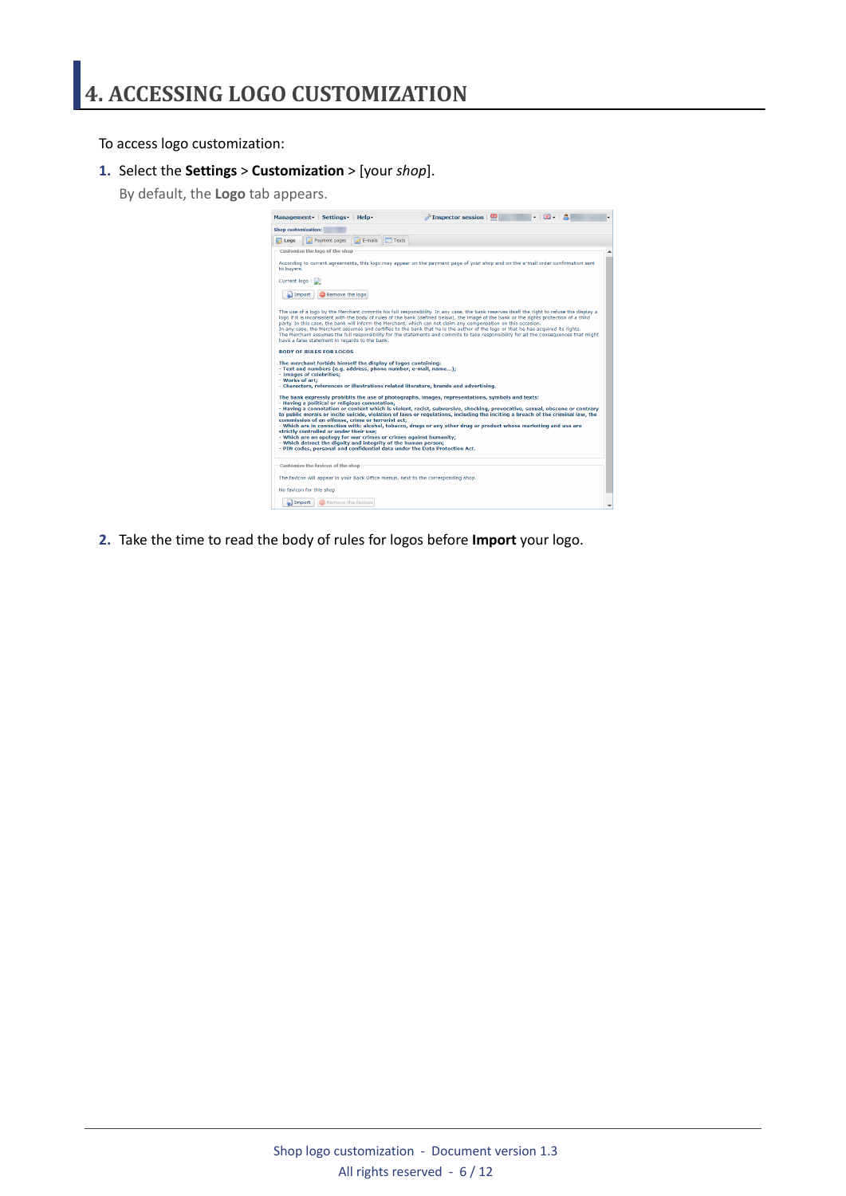# 4. ACCESSING LOGO CUSTOMIZATION

To access logo customization:

1. Select the **Settings** > **Customization** > [your *shop*].

   By default, the **Logo** tab appears.

2. Take the time to read the body of rules for logos before **Import** your logo.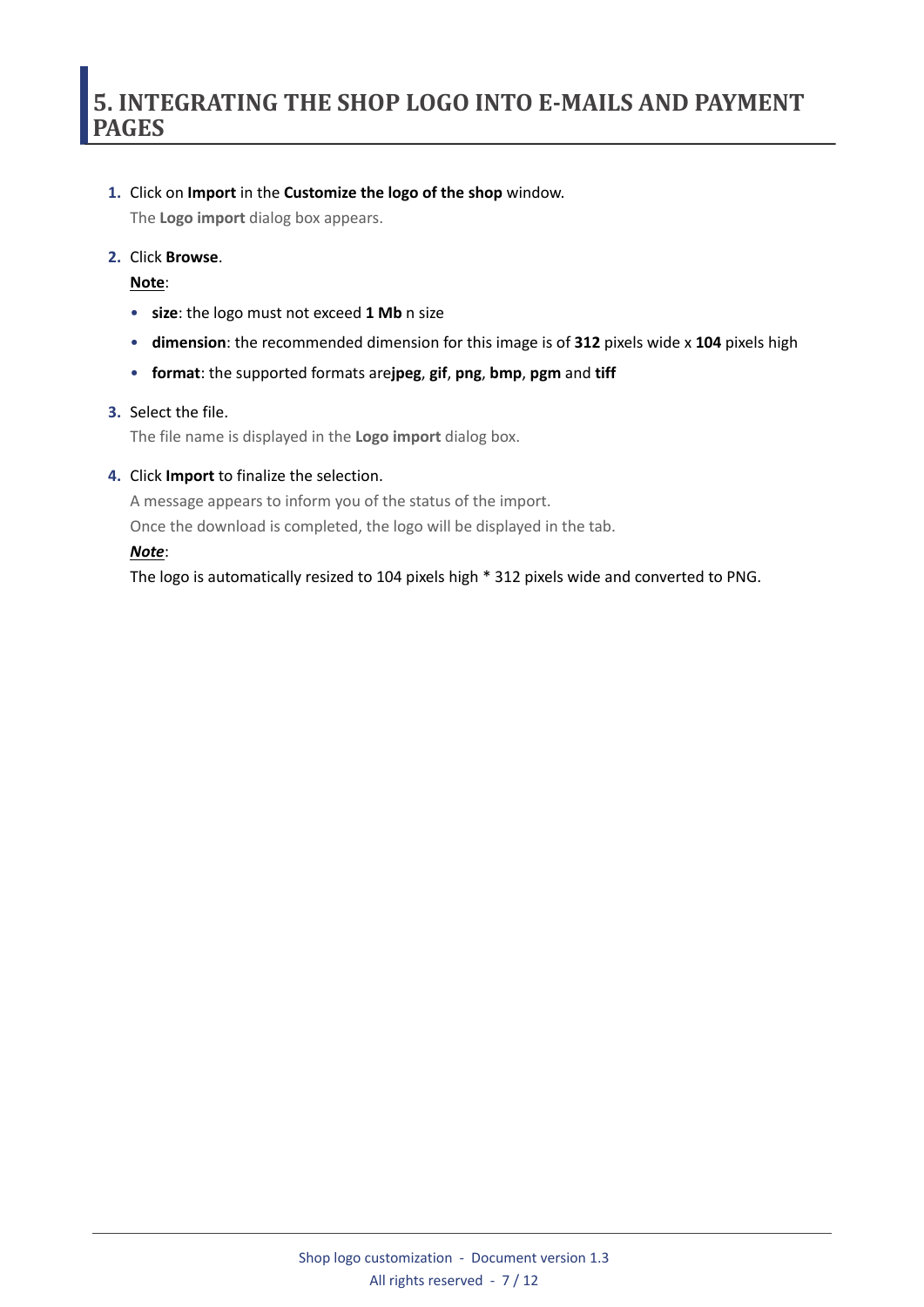# 5. INTEGRATING THE SHOP LOGO INTO E-MAILS AND PAYMENT PAGES

1. Click on **Import** in the **Customize the logo of the shop** window.

   The **Logo import** dialog box appears.

2. Click **Browse**.

   **Note**:

   - **size**: the logo must not exceed **1 Mb** n size
   - **dimension**: the recommended dimension for this image is of **312** pixels wide x **104** pixels high
   - **format**: the supported formats are**jpeg**, **gif**, **png**, **bmp**, **pgm** and **tiff**

3. Select the file.

   The file name is displayed in the **Logo import** dialog box.

4. Click **Import** to finalize the selection.

   A message appears to inform you of the status of the import.

   Once the download is completed, the logo will be displayed in the tab.

   ***Note***:

   The logo is automatically resized to 104 pixels high * 312 pixels wide and converted to PNG.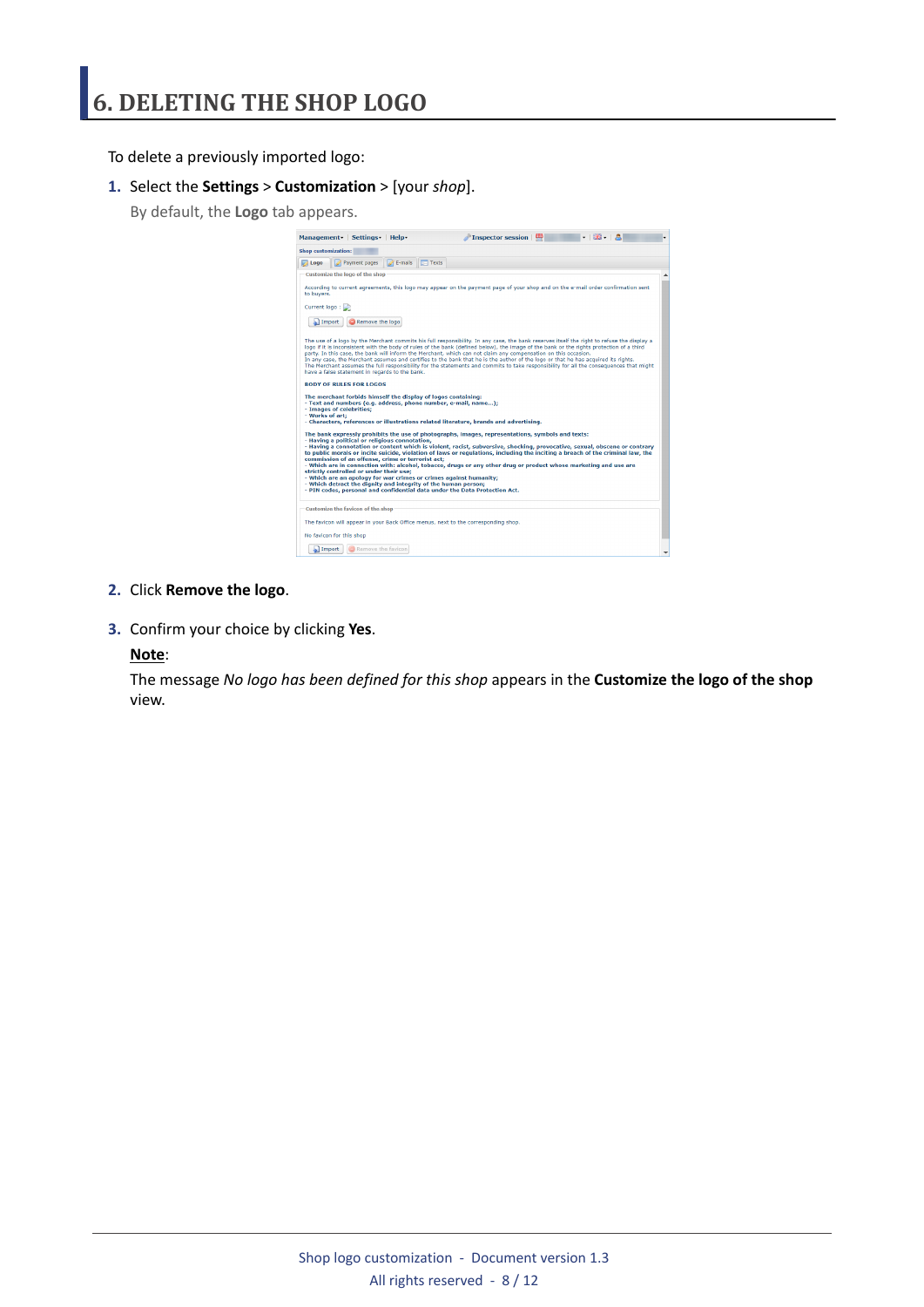# 6. DELETING THE SHOP LOGO

To delete a previously imported logo:

1. Select the **Settings** > **Customization** > [your *shop*].

   By default, the **Logo** tab appears.

2. Click **Remove the logo**.

3. Confirm your choice by clicking **Yes**.

   **Note**:

   The message *No logo has been defined for this shop* appears in the **Customize the logo of the shop** view.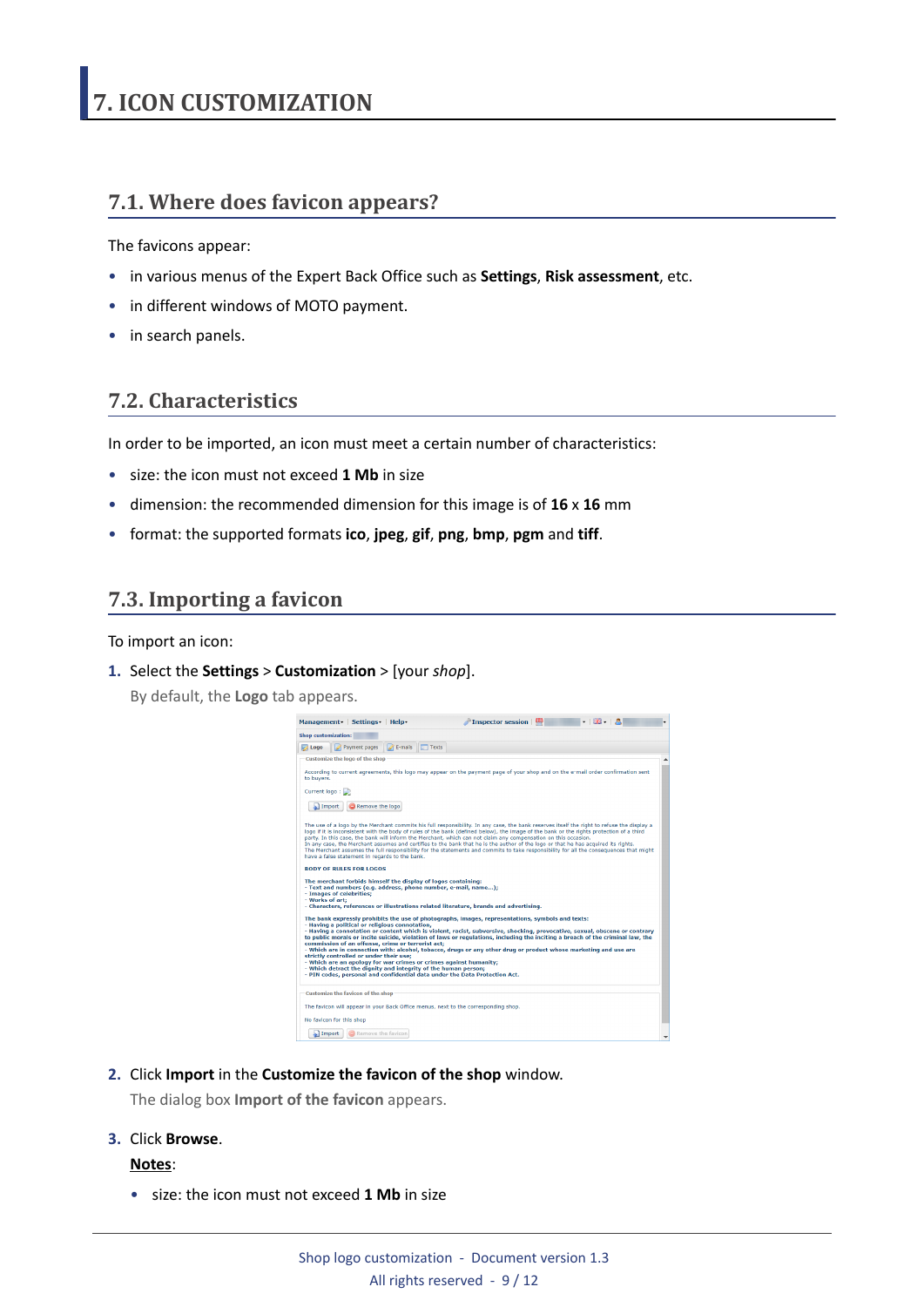# 7. ICON CUSTOMIZATION

## 7.1. Where does favicon appears?

The favicons appear:

- in various menus of the Expert Back Office such as **Settings**, **Risk assessment**, etc.
- in different windows of MOTO payment.
- in search panels.

## 7.2. Characteristics

In order to be imported, an icon must meet a certain number of characteristics:

- size: the icon must not exceed **1 Mb** in size
- dimension: the recommended dimension for this image is of **16** x **16** mm
- format: the supported formats **ico**, **jpeg**, **gif**, **png**, **bmp**, **pgm** and **tiff**.

## 7.3. Importing a favicon

To import an icon:

1. Select the **Settings** > **Customization** > [your *shop*].

   By default, the **Logo** tab appears.

2. Click **Import** in the **Customize the favicon of the shop** window.

   The dialog box **Import of the favicon** appears.

3. Click **Browse**.

   **Notes**:

   - size: the icon must not exceed **1 Mb** in size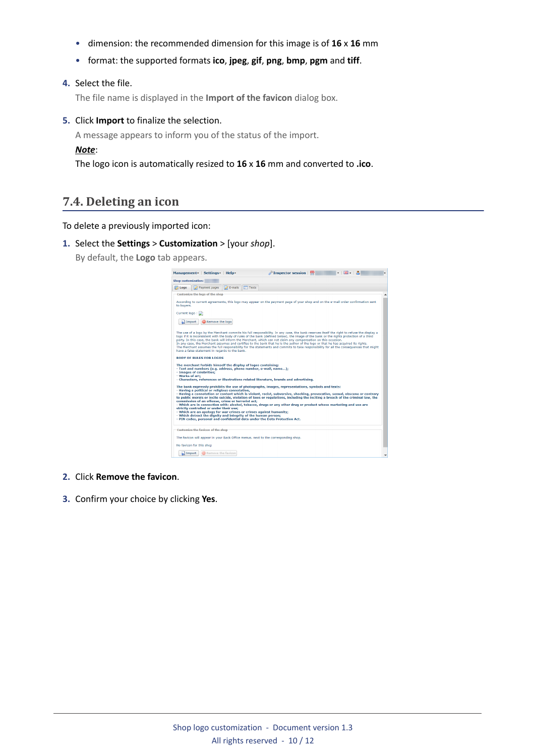- dimension: the recommended dimension for this image is of **16** x **16** mm
- format: the supported formats **ico**, **jpeg**, **gif**, **png**, **bmp**, **pgm** and **tiff**.

4. Select the file.

   The file name is displayed in the **Import of the favicon** dialog box.

5. Click **Import** to finalize the selection.

   A message appears to inform you of the status of the import.

   ***Note***:

   The logo icon is automatically resized to **16** x **16** mm and converted to **.ico**.

## 7.4. Deleting an icon

To delete a previously imported icon:

1. Select the **Settings** > **Customization** > [your *shop*].

   By default, the **Logo** tab appears.

2. Click **Remove the favicon**.

3. Confirm your choice by clicking **Yes**.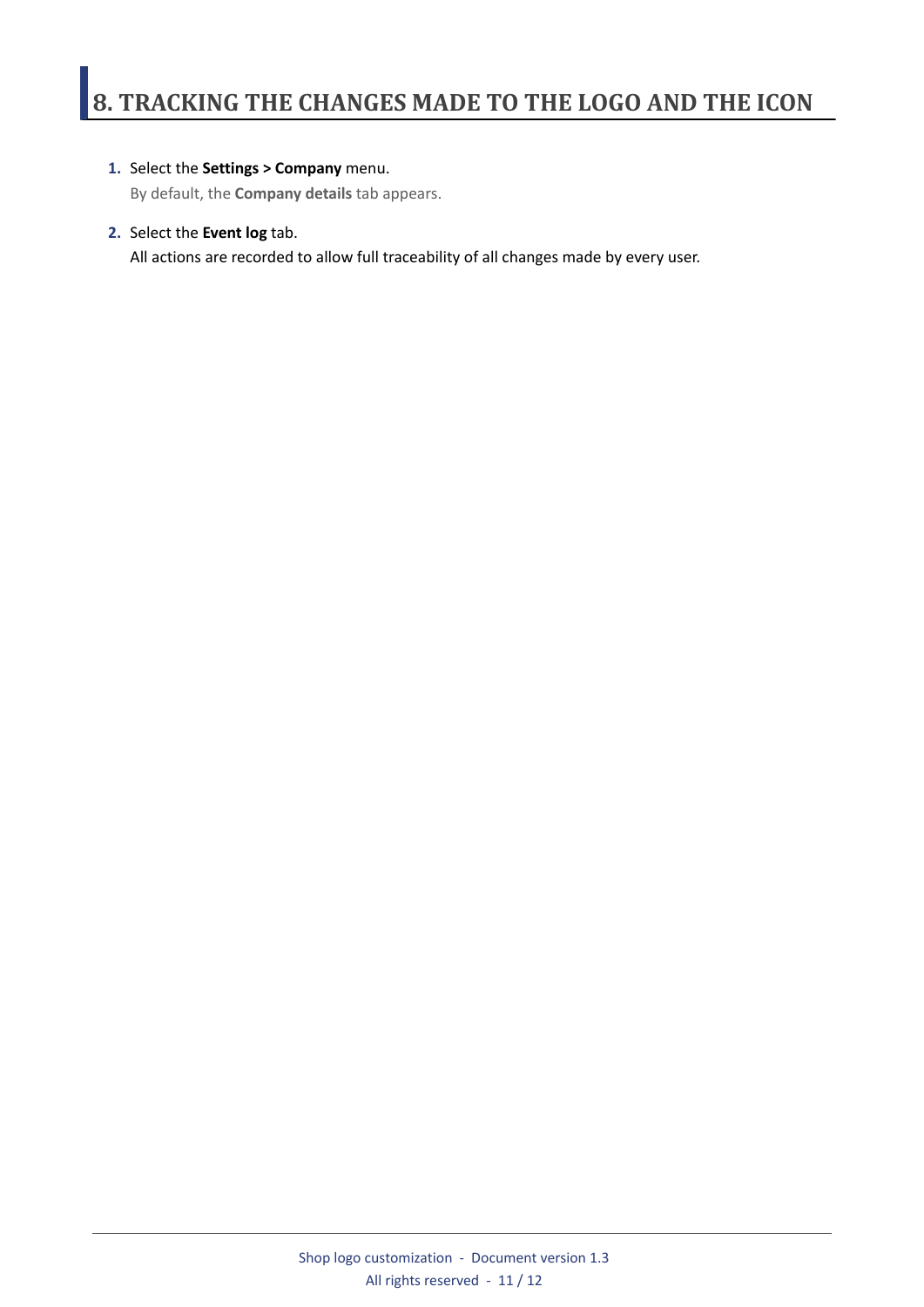# 8. TRACKING THE CHANGES MADE TO THE LOGO AND THE ICON

1. Select the **Settings > Company** menu.

   By default, the **Company details** tab appears.

2. Select the **Event log** tab.

   All actions are recorded to allow full traceability of all changes made by every user.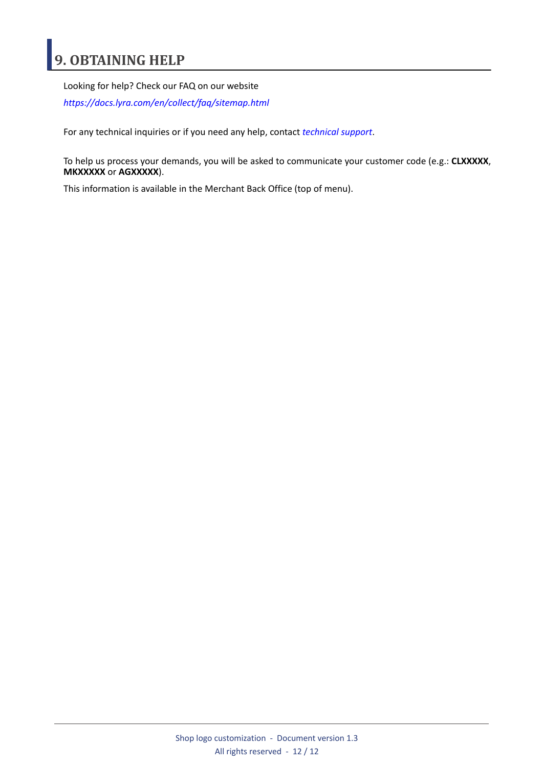# 9. OBTAINING HELP

Looking for help? Check our FAQ on our website

*https://docs.lyra.com/en/collect/faq/sitemap.html*

For any technical inquiries or if you need any help, contact *technical support*.

To help us process your demands, you will be asked to communicate your customer code (e.g.: **CLXXXXX**, **MKXXXXX** or **AGXXXXX**).

This information is available in the Merchant Back Office (top of menu).